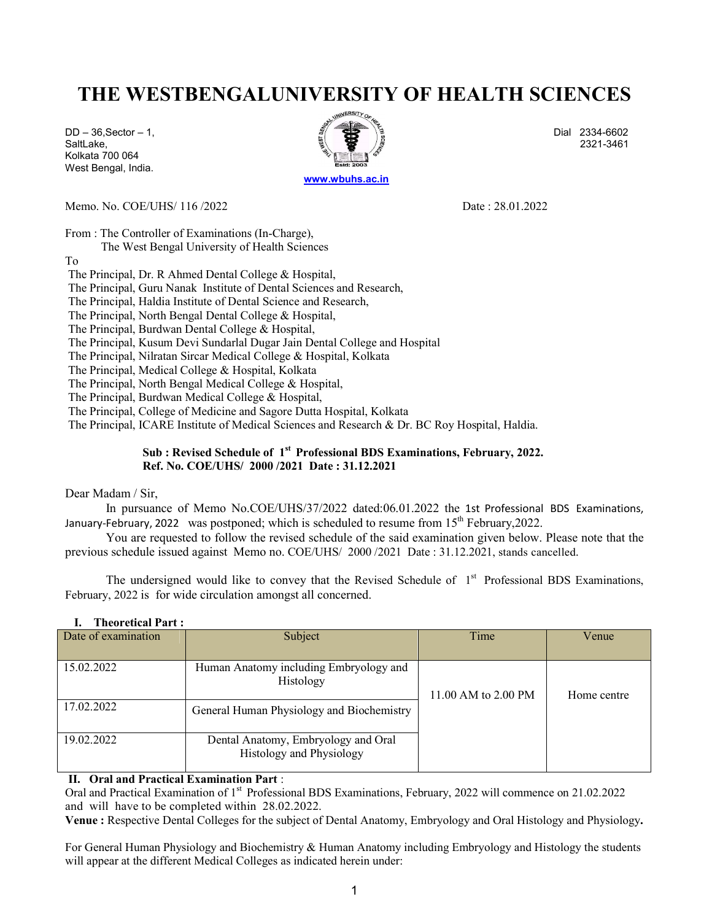# THE WESTBENGALUNIVERSITY OF HEALTH SCIENCES

DD – 36,Sector – 1,
SaltLake,
Kolkata 700 064
West Bengal, India.

Dial 2334-6602
2321-3461

www.wbuhs.ac.in

Memo. No. COE/UHS/ 116 /2022 Date : 28.01.2022

From : The Controller of Examinations (In-Charge),
The West Bengal University of Health Sciences

To
The Principal, Dr. R Ahmed Dental College & Hospital,
The Principal, Guru Nanak Institute of Dental Sciences and Research,
The Principal, Haldia Institute of Dental Science and Research,
The Principal, North Bengal Dental College & Hospital,
The Principal, Burdwan Dental College & Hospital,
The Principal, Kusum Devi Sundarlal Dugar Jain Dental College and Hospital
The Principal, Nilratan Sircar Medical College & Hospital, Kolkata
The Principal, Medical College & Hospital, Kolkata
The Principal, North Bengal Medical College & Hospital,
The Principal, Burdwan Medical College & Hospital,
The Principal, College of Medicine and Sagore Dutta Hospital, Kolkata
The Principal, ICARE Institute of Medical Sciences and Research & Dr. BC Roy Hospital, Haldia.

**Sub : Revised Schedule of 1st Professional BDS Examinations, February, 2022.**
**Ref. No. COE/UHS/ 2000 /2021 Date : 31.12.2021**

Dear Madam / Sir,

In pursuance of Memo No.COE/UHS/37/2022 dated:06.01.2022 the 1st Professional BDS Examinations, January-February, 2022 was postponed; which is scheduled to resume from 15th February,2022.

You are requested to follow the revised schedule of the said examination given below. Please note that the previous schedule issued against Memo no. COE/UHS/ 2000 /2021 Date : 31.12.2021, stands cancelled.

The undersigned would like to convey that the Revised Schedule of 1st Professional BDS Examinations, February, 2022 is for wide circulation amongst all concerned.

**I. Theoretical Part :**

| Date of examination | Subject | Time | Venue |
|---|---|---|---|
| 15.02.2022 | Human Anatomy including Embryology and Histology | 11.00 AM to 2.00 PM | Home centre |
| 17.02.2022 | General Human Physiology and Biochemistry | | |
| 19.02.2022 | Dental Anatomy, Embryology and Oral Histology and Physiology | | |

**II. Oral and Practical Examination Part** :

Oral and Practical Examination of 1st Professional BDS Examinations, February, 2022 will commence on 21.02.2022 and will have to be completed within 28.02.2022.

**Venue :** Respective Dental Colleges for the subject of Dental Anatomy, Embryology and Oral Histology and Physiology**.**

For General Human Physiology and Biochemistry & Human Anatomy including Embryology and Histology the students will appear at the different Medical Colleges as indicated herein under: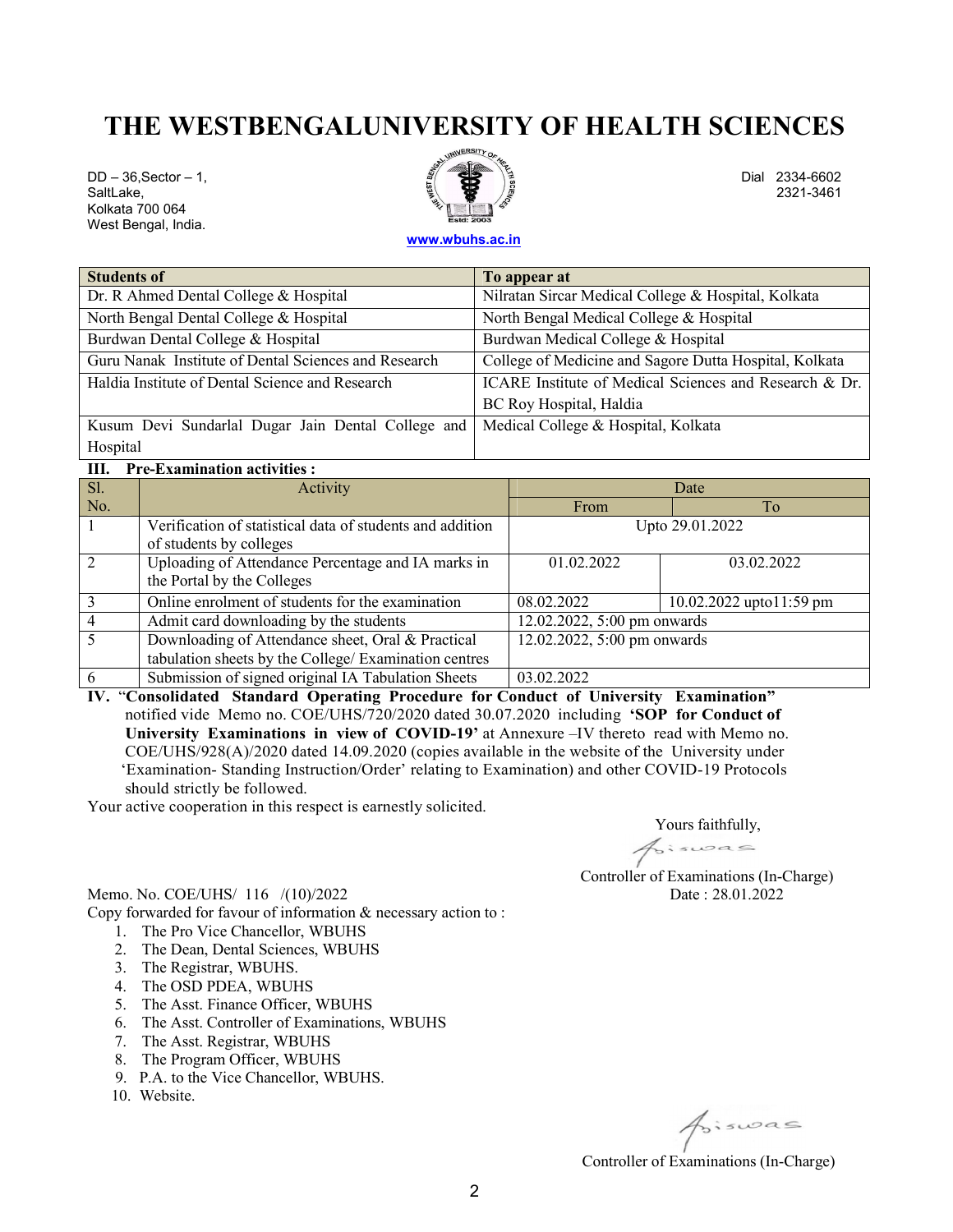# THE WESTBENGALUNIVERSITY OF HEALTH SCIENCES

DD – 36,Sector – 1,
SaltLake,
Kolkata 700 064
West Bengal, India.

Dial 2334-6602
2321-3461

www.wbuhs.ac.in

| Students of | To appear at |
|---|---|
| Dr. R Ahmed Dental College & Hospital | Nilratan Sircar Medical College & Hospital, Kolkata |
| North Bengal Dental College & Hospital | North Bengal Medical College & Hospital |
| Burdwan Dental College & Hospital | Burdwan Medical College & Hospital |
| Guru Nanak Institute of Dental Sciences and Research | College of Medicine and Sagore Dutta Hospital, Kolkata |
| Haldia Institute of Dental Science and Research | ICARE Institute of Medical Sciences and Research & Dr. BC Roy Hospital, Haldia |
| Kusum Devi Sundarlal Dugar Jain Dental College and Hospital | Medical College & Hospital, Kolkata |

**III. Pre-Examination activities :**

| Sl. No. | Activity | Date | |
|---|---|---|---|
| | | From | To |
| 1 | Verification of statistical data of students and addition of students by colleges | Upto 29.01.2022 | |
| 2 | Uploading of Attendance Percentage and IA marks in the Portal by the Colleges | 01.02.2022 | 03.02.2022 |
| 3 | Online enrolment of students for the examination | 08.02.2022 | 10.02.2022 upto11:59 pm |
| 4 | Admit card downloading by the students | 12.02.2022, 5:00 pm onwards | |
| 5 | Downloading of Attendance sheet, Oral & Practical tabulation sheets by the College/ Examination centres | 12.02.2022, 5:00 pm onwards | |
| 6 | Submission of signed original IA Tabulation Sheets | 03.02.2022 | |

**IV.** "**Consolidated Standard Operating Procedure for Conduct of University Examination"** notified vide Memo no. COE/UHS/720/2020 dated 30.07.2020 including **'SOP for Conduct of University Examinations in view of COVID-19'** at Annexure –IV thereto read with Memo no. COE/UHS/928(A)/2020 dated 14.09.2020 (copies available in the website of the University under 'Examination- Standing Instruction/Order' relating to Examination) and other COVID-19 Protocols should strictly be followed.

Your active cooperation in this respect is earnestly solicited.

Yours faithfully,

Controller of Examinations (In-Charge)

Memo. No. COE/UHS/ 116 /(10)/2022

Date : 28.01.2022

Copy forwarded for favour of information & necessary action to :

1. The Pro Vice Chancellor, WBUHS
2. The Dean, Dental Sciences, WBUHS
3. The Registrar, WBUHS.
4. The OSD PDEA, WBUHS
5. The Asst. Finance Officer, WBUHS
6. The Asst. Controller of Examinations, WBUHS
7. The Asst. Registrar, WBUHS
8. The Program Officer, WBUHS
9. P.A. to the Vice Chancellor, WBUHS.
10. Website.

Controller of Examinations (In-Charge)